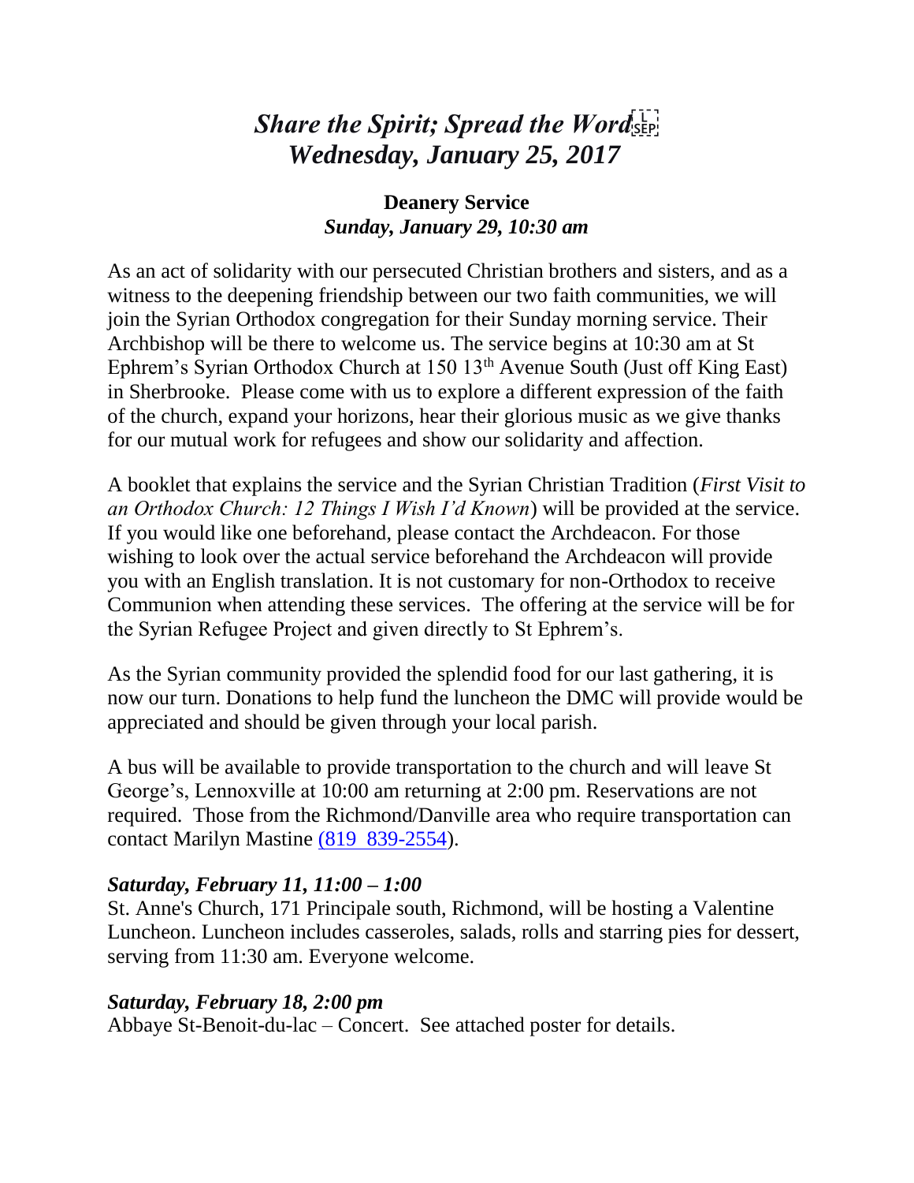# *Share the Spirit; Spread the Word*
# *Wednesday, January 25, 2017*

**Deanery Service**
***Sunday, January 29, 10:30 am***

As an act of solidarity with our persecuted Christian brothers and sisters, and as a witness to the deepening friendship between our two faith communities, we will join the Syrian Orthodox congregation for their Sunday morning service. Their Archbishop will be there to welcome us. The service begins at 10:30 am at St Ephrem's Syrian Orthodox Church at 150 13th Avenue South (Just off King East) in Sherbrooke. Please come with us to explore a different expression of the faith of the church, expand your horizons, hear their glorious music as we give thanks for our mutual work for refugees and show our solidarity and affection.

A booklet that explains the service and the Syrian Christian Tradition (*First Visit to an Orthodox Church: 12 Things I Wish I'd Known*) will be provided at the service. If you would like one beforehand, please contact the Archdeacon. For those wishing to look over the actual service beforehand the Archdeacon will provide you with an English translation. It is not customary for non-Orthodox to receive Communion when attending these services. The offering at the service will be for the Syrian Refugee Project and given directly to St Ephrem's.

As the Syrian community provided the splendid food for our last gathering, it is now our turn. Donations to help fund the luncheon the DMC will provide would be appreciated and should be given through your local parish.

A bus will be available to provide transportation to the church and will leave St George's, Lennoxville at 10:00 am returning at 2:00 pm. Reservations are not required. Those from the Richmond/Danville area who require transportation can contact Marilyn Mastine (819 839-2554).

***Saturday, February 11, 11:00 – 1:00***
St. Anne's Church, 171 Principale south, Richmond, will be hosting a Valentine Luncheon. Luncheon includes casseroles, salads, rolls and starring pies for dessert, serving from 11:30 am. Everyone welcome.

***Saturday, February 18, 2:00 pm***
Abbaye St-Benoit-du-lac – Concert. See attached poster for details.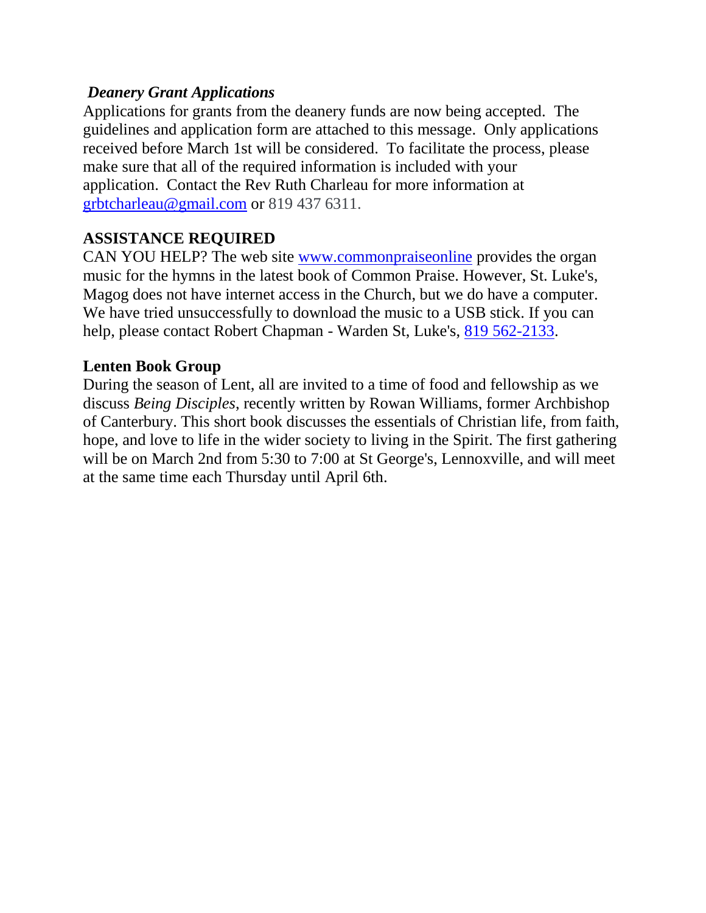***Deanery Grant Applications***

Applications for grants from the deanery funds are now being accepted. The guidelines and application form are attached to this message. Only applications received before March 1st will be considered. To facilitate the process, please make sure that all of the required information is included with your application. Contact the Rev Ruth Charleau for more information at grbtcharleau@gmail.com or 819 437 6311.

**ASSISTANCE REQUIRED**

CAN YOU HELP? The web site www.commonpraiseonline provides the organ music for the hymns in the latest book of Common Praise. However, St. Luke's, Magog does not have internet access in the Church, but we do have a computer. We have tried unsuccessfully to download the music to a USB stick. If you can help, please contact Robert Chapman - Warden St, Luke's, 819 562-2133.

**Lenten Book Group**

During the season of Lent, all are invited to a time of food and fellowship as we discuss *Being Disciples*, recently written by Rowan Williams, former Archbishop of Canterbury. This short book discusses the essentials of Christian life, from faith, hope, and love to life in the wider society to living in the Spirit. The first gathering will be on March 2nd from 5:30 to 7:00 at St George's, Lennoxville, and will meet at the same time each Thursday until April 6th.